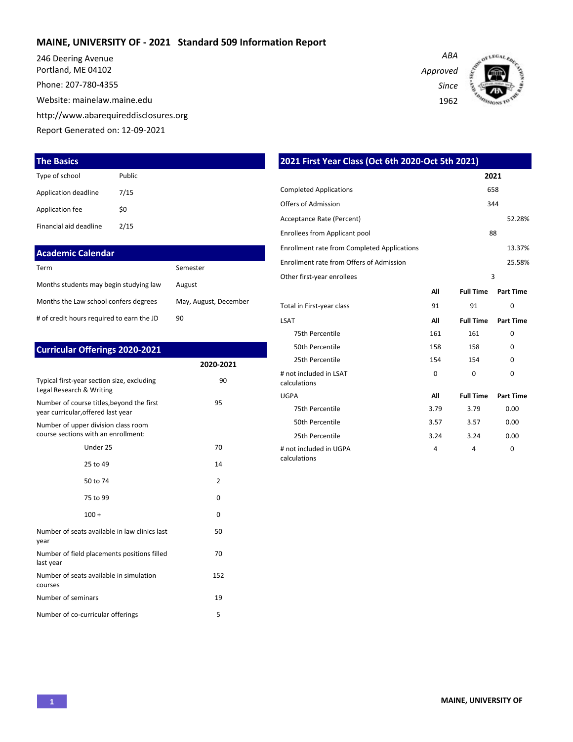# MAINE, UNIVERSITY OF - 2021 Standard 509 Information Report

246 Deering Avenue
Portland, ME 04102

Phone: 207-780-4355

Website: mainelaw.maine.edu

http://www.abarequireddisclosures.org

Report Generated on: 12-09-2021

*ABA Approved Since 1962*

## The Basics

| | |
|---|---|
| Type of school | Public |
| Application deadline | 7/15 |
| Application fee | $0 |
| Financial aid deadline | 2/15 |

## Academic Calendar

| | |
|---|---|
| Term | Semester |
| Months students may begin studying law | August |
| Months the Law school confers degrees | May, August, December |
| # of credit hours required to earn the JD | 90 |

## Curricular Offerings 2020-2021

| | 2020-2021 |
|---|---|
| Typical first-year section size, excluding Legal Research & Writing | 90 |
| Number of course titles,beyond the first year curricular,offered last year | 95 |
| Number of upper division class room course sections with an enrollment: | |
| Under 25 | 70 |
| 25 to 49 | 14 |
| 50 to 74 | 2 |
| 75 to 99 | 0 |
| 100 + | 0 |
| Number of seats available in law clinics last year | 50 |
| Number of field placements positions filled last year | 70 |
| Number of seats available in simulation courses | 152 |
| Number of seminars | 19 |
| Number of co-curricular offerings | 5 |

## 2021 First Year Class (Oct 6th 2020-Oct 5th 2021)

| | 2021 |
|---|---|
| Completed Applications | 658 |
| Offers of Admission | 344 |
| Acceptance Rate (Percent) | 52.28% |
| Enrollees from Applicant pool | 88 |
| Enrollment rate from Completed Applications | 13.37% |
| Enrollment rate from Offers of Admission | 25.58% |
| Other first-year enrollees | 3 |

| | All | Full Time | Part Time |
|---|---|---|---|
| Total in First-year class | 91 | 91 | 0 |
| **LSAT** | **All** | **Full Time** | **Part Time** |
| 75th Percentile | 161 | 161 | 0 |
| 50th Percentile | 158 | 158 | 0 |
| 25th Percentile | 154 | 154 | 0 |
| # not included in LSAT calculations | 0 | 0 | 0 |
| **UGPA** | **All** | **Full Time** | **Part Time** |
| 75th Percentile | 3.79 | 3.79 | 0.00 |
| 50th Percentile | 3.57 | 3.57 | 0.00 |
| 25th Percentile | 3.24 | 3.24 | 0.00 |
| # not included in UGPA calculations | 4 | 4 | 0 |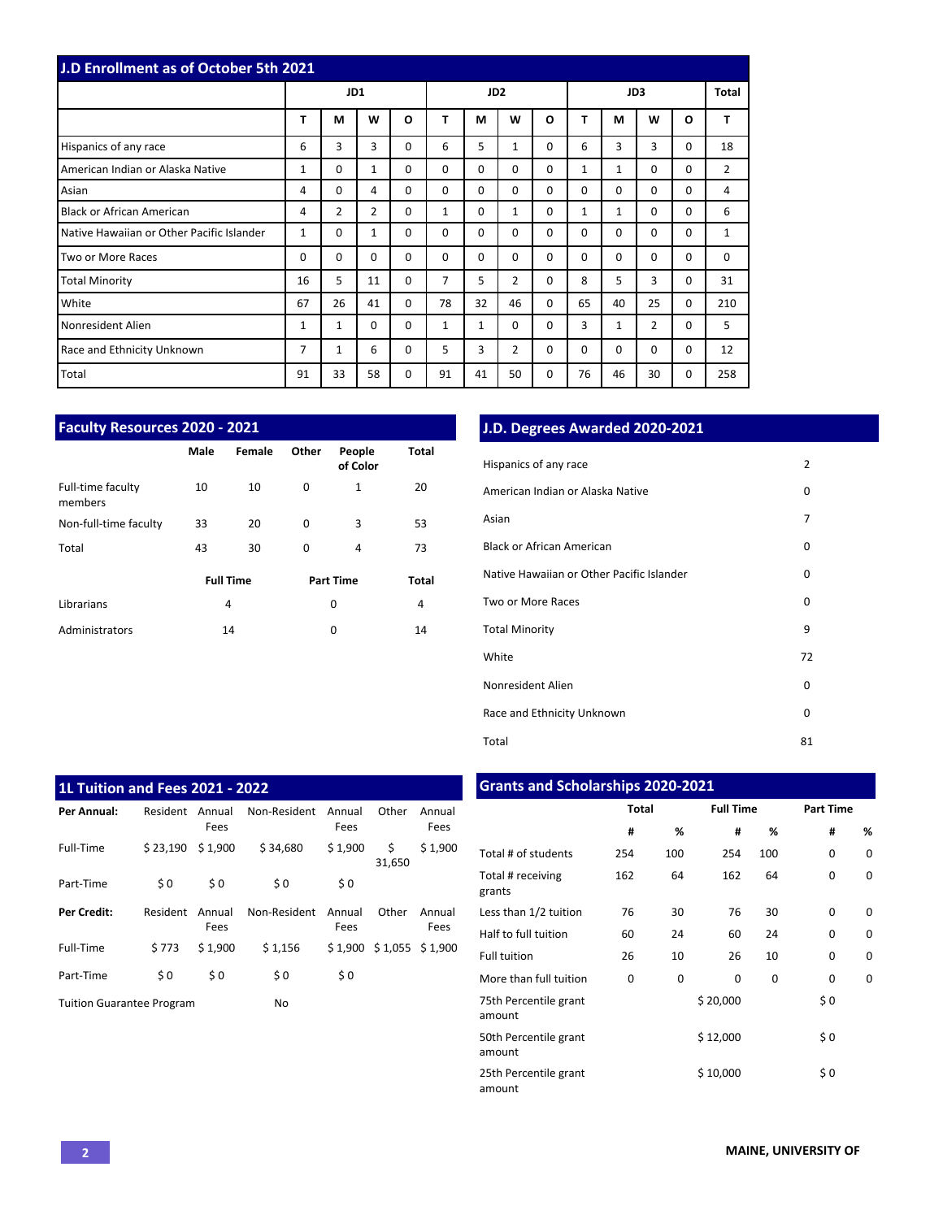## J.D Enrollment as of October 5th 2021

| | JD1 | | | | JD2 | | | | JD3 | | | | Total |
|---|---|---|---|---|---|---|---|---|---|---|---|---|---|
| | T | M | W | O | T | M | W | O | T | M | W | O | T |
| Hispanics of any race | 6 | 3 | 3 | 0 | 6 | 5 | 1 | 0 | 6 | 3 | 3 | 0 | 18 |
| American Indian or Alaska Native | 1 | 0 | 1 | 0 | 0 | 0 | 0 | 0 | 1 | 1 | 0 | 0 | 2 |
| Asian | 4 | 0 | 4 | 0 | 0 | 0 | 0 | 0 | 0 | 0 | 0 | 0 | 4 |
| Black or African American | 4 | 2 | 2 | 0 | 1 | 0 | 1 | 0 | 1 | 1 | 0 | 0 | 6 |
| Native Hawaiian or Other Pacific Islander | 1 | 0 | 1 | 0 | 0 | 0 | 0 | 0 | 0 | 0 | 0 | 0 | 1 |
| Two or More Races | 0 | 0 | 0 | 0 | 0 | 0 | 0 | 0 | 0 | 0 | 0 | 0 | 0 |
| Total Minority | 16 | 5 | 11 | 0 | 7 | 5 | 2 | 0 | 8 | 5 | 3 | 0 | 31 |
| White | 67 | 26 | 41 | 0 | 78 | 32 | 46 | 0 | 65 | 40 | 25 | 0 | 210 |
| Nonresident Alien | 1 | 1 | 0 | 0 | 1 | 1 | 0 | 0 | 3 | 1 | 2 | 0 | 5 |
| Race and Ethnicity Unknown | 7 | 1 | 6 | 0 | 5 | 3 | 2 | 0 | 0 | 0 | 0 | 0 | 12 |
| Total | 91 | 33 | 58 | 0 | 91 | 41 | 50 | 0 | 76 | 46 | 30 | 0 | 258 |

## Faculty Resources 2020 - 2021

| | Male | Female | Other | People of Color | Total |
|---|---|---|---|---|---|
| Full-time faculty members | 10 | 10 | 0 | 1 | 20 |
| Non-full-time faculty | 33 | 20 | 0 | 3 | 53 |
| Total | 43 | 30 | 0 | 4 | 73 |

| | Full Time | Part Time | Total |
|---|---|---|---|
| Librarians | 4 | 0 | 4 |
| Administrators | 14 | 0 | 14 |

## J.D. Degrees Awarded 2020-2021

| | |
|---|---|
| Hispanics of any race | 2 |
| American Indian or Alaska Native | 0 |
| Asian | 7 |
| Black or African American | 0 |
| Native Hawaiian or Other Pacific Islander | 0 |
| Two or More Races | 0 |
| Total Minority | 9 |
| White | 72 |
| Nonresident Alien | 0 |
| Race and Ethnicity Unknown | 0 |
| Total | 81 |

## 1L Tuition and Fees 2021 - 2022

| **Per Annual:** | Resident | Annual Fees | Non-Resident | Annual Fees | Other | Annual Fees |
|---|---|---|---|---|---|---|
| Full-Time | $ 23,190 | $ 1,900 | $ 34,680 | $ 1,900 | $ 31,650 | $ 1,900 |
| Part-Time | $ 0 | $ 0 | $ 0 | $ 0 | | |
| **Per Credit:** | Resident | Annual Fees | Non-Resident | Annual Fees | Other | Annual Fees |
| Full-Time | $ 773 | $ 1,900 | $ 1,156 | $ 1,900 | $ 1,055 | $ 1,900 |
| Part-Time | $ 0 | $ 0 | $ 0 | $ 0 | | |
| Tuition Guarantee Program | | | No | | | |

## Grants and Scholarships 2020-2021

| | Total | | Full Time | | Part Time | |
|---|---|---|---|---|---|---|
| | # | % | # | % | # | % |
| Total # of students | 254 | 100 | 254 | 100 | 0 | 0 |
| Total # receiving grants | 162 | 64 | 162 | 64 | 0 | 0 |
| Less than 1/2 tuition | 76 | 30 | 76 | 30 | 0 | 0 |
| Half to full tuition | 60 | 24 | 60 | 24 | 0 | 0 |
| Full tuition | 26 | 10 | 26 | 10 | 0 | 0 |
| More than full tuition | 0 | 0 | 0 | 0 | 0 | 0 |
| 75th Percentile grant amount | | | $ 20,000 | | $ 0 | |
| 50th Percentile grant amount | | | $ 12,000 | | $ 0 | |
| 25th Percentile grant amount | | | $ 10,000 | | $ 0 | |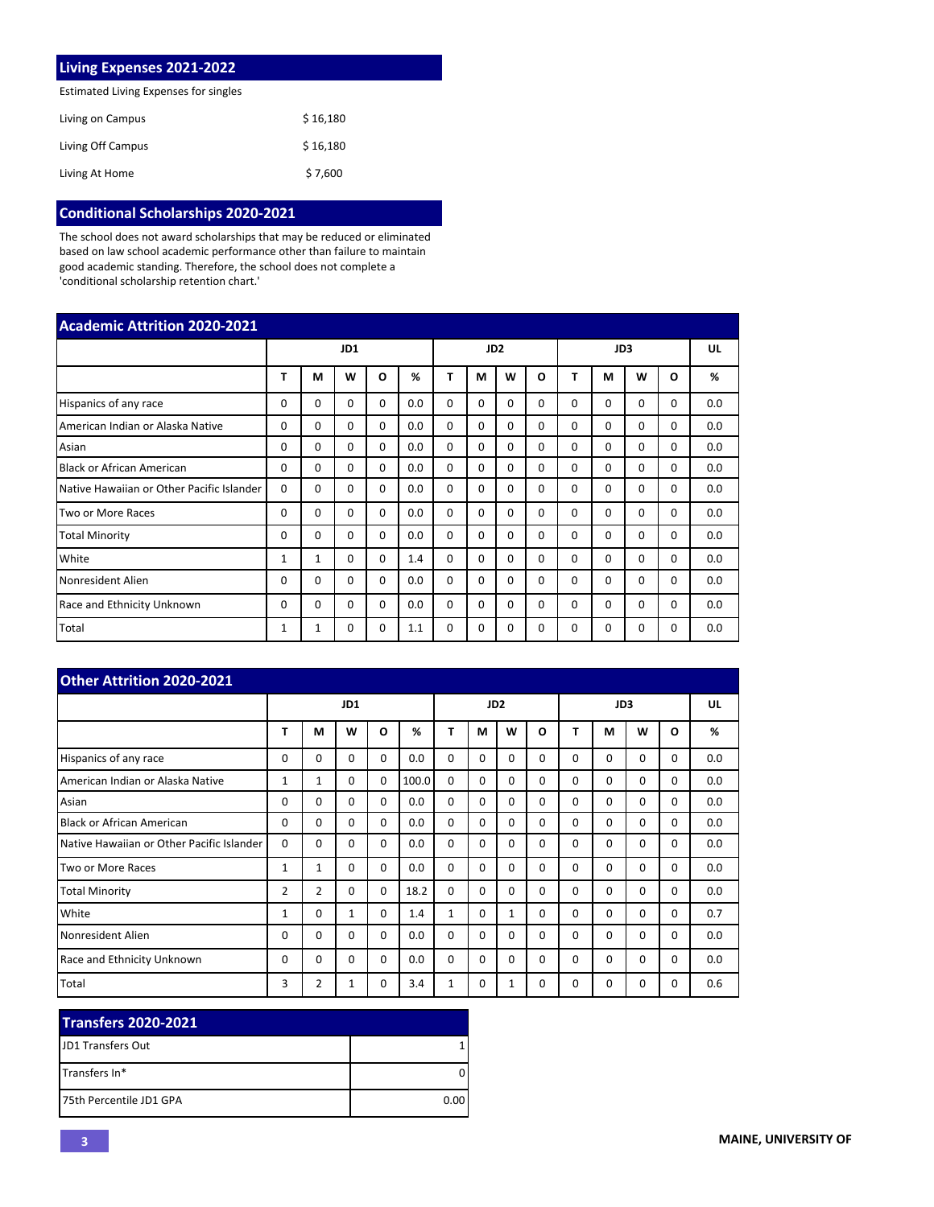## Living Expenses 2021-2022

Estimated Living Expenses for singles

| | |
|---|---|
| Living on Campus | $ 16,180 |
| Living Off Campus | $ 16,180 |
| Living At Home | $ 7,600 |

## Conditional Scholarships 2020-2021

The school does not award scholarships that may be reduced or eliminated based on law school academic performance other than failure to maintain good academic standing. Therefore, the school does not complete a 'conditional scholarship retention chart.'

## Academic Attrition 2020-2021

| | JD1 | | | | | JD2 | | | | JD3 | | | | UL |
|---|---|---|---|---|---|---|---|---|---|---|---|---|---|---|
| | T | M | W | O | % | T | M | W | O | T | M | W | O | % |
| Hispanics of any race | 0 | 0 | 0 | 0 | 0.0 | 0 | 0 | 0 | 0 | 0 | 0 | 0 | 0 | 0.0 |
| American Indian or Alaska Native | 0 | 0 | 0 | 0 | 0.0 | 0 | 0 | 0 | 0 | 0 | 0 | 0 | 0 | 0.0 |
| Asian | 0 | 0 | 0 | 0 | 0.0 | 0 | 0 | 0 | 0 | 0 | 0 | 0 | 0 | 0.0 |
| Black or African American | 0 | 0 | 0 | 0 | 0.0 | 0 | 0 | 0 | 0 | 0 | 0 | 0 | 0 | 0.0 |
| Native Hawaiian or Other Pacific Islander | 0 | 0 | 0 | 0 | 0.0 | 0 | 0 | 0 | 0 | 0 | 0 | 0 | 0 | 0.0 |
| Two or More Races | 0 | 0 | 0 | 0 | 0.0 | 0 | 0 | 0 | 0 | 0 | 0 | 0 | 0 | 0.0 |
| Total Minority | 0 | 0 | 0 | 0 | 0.0 | 0 | 0 | 0 | 0 | 0 | 0 | 0 | 0 | 0.0 |
| White | 1 | 1 | 0 | 0 | 1.4 | 0 | 0 | 0 | 0 | 0 | 0 | 0 | 0 | 0.0 |
| Nonresident Alien | 0 | 0 | 0 | 0 | 0.0 | 0 | 0 | 0 | 0 | 0 | 0 | 0 | 0 | 0.0 |
| Race and Ethnicity Unknown | 0 | 0 | 0 | 0 | 0.0 | 0 | 0 | 0 | 0 | 0 | 0 | 0 | 0 | 0.0 |
| Total | 1 | 1 | 0 | 0 | 1.1 | 0 | 0 | 0 | 0 | 0 | 0 | 0 | 0 | 0.0 |

## Other Attrition 2020-2021

| | JD1 | | | | | JD2 | | | | JD3 | | | | UL |
|---|---|---|---|---|---|---|---|---|---|---|---|---|---|---|
| | T | M | W | O | % | T | M | W | O | T | M | W | O | % |
| Hispanics of any race | 0 | 0 | 0 | 0 | 0.0 | 0 | 0 | 0 | 0 | 0 | 0 | 0 | 0 | 0.0 |
| American Indian or Alaska Native | 1 | 1 | 0 | 0 | 100.0 | 0 | 0 | 0 | 0 | 0 | 0 | 0 | 0 | 0.0 |
| Asian | 0 | 0 | 0 | 0 | 0.0 | 0 | 0 | 0 | 0 | 0 | 0 | 0 | 0 | 0.0 |
| Black or African American | 0 | 0 | 0 | 0 | 0.0 | 0 | 0 | 0 | 0 | 0 | 0 | 0 | 0 | 0.0 |
| Native Hawaiian or Other Pacific Islander | 0 | 0 | 0 | 0 | 0.0 | 0 | 0 | 0 | 0 | 0 | 0 | 0 | 0 | 0.0 |
| Two or More Races | 1 | 1 | 0 | 0 | 0.0 | 0 | 0 | 0 | 0 | 0 | 0 | 0 | 0 | 0.0 |
| Total Minority | 2 | 2 | 0 | 0 | 18.2 | 0 | 0 | 0 | 0 | 0 | 0 | 0 | 0 | 0.0 |
| White | 1 | 0 | 1 | 0 | 1.4 | 1 | 0 | 1 | 0 | 0 | 0 | 0 | 0 | 0.7 |
| Nonresident Alien | 0 | 0 | 0 | 0 | 0.0 | 0 | 0 | 0 | 0 | 0 | 0 | 0 | 0 | 0.0 |
| Race and Ethnicity Unknown | 0 | 0 | 0 | 0 | 0.0 | 0 | 0 | 0 | 0 | 0 | 0 | 0 | 0 | 0.0 |
| Total | 3 | 2 | 1 | 0 | 3.4 | 1 | 0 | 1 | 0 | 0 | 0 | 0 | 0 | 0.6 |

## Transfers 2020-2021

| | |
|---|---|
| JD1 Transfers Out | 1 |
| Transfers In* | 0 |
| 75th Percentile JD1 GPA | 0.00 |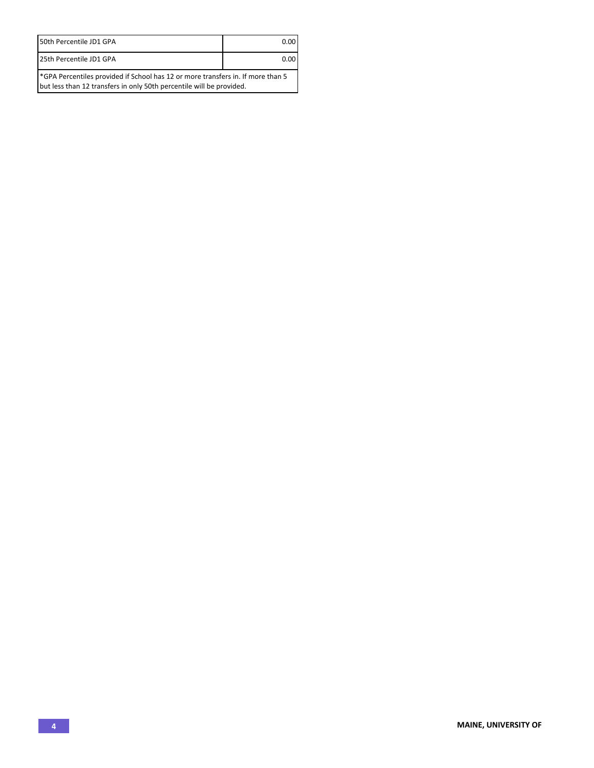| | |
|---|---|
| 50th Percentile JD1 GPA | 0.00 |
| 25th Percentile JD1 GPA | 0.00 |
| *GPA Percentiles provided if School has 12 or more transfers in. If more than 5 but less than 12 transfers in only 50th percentile will be provided. | |